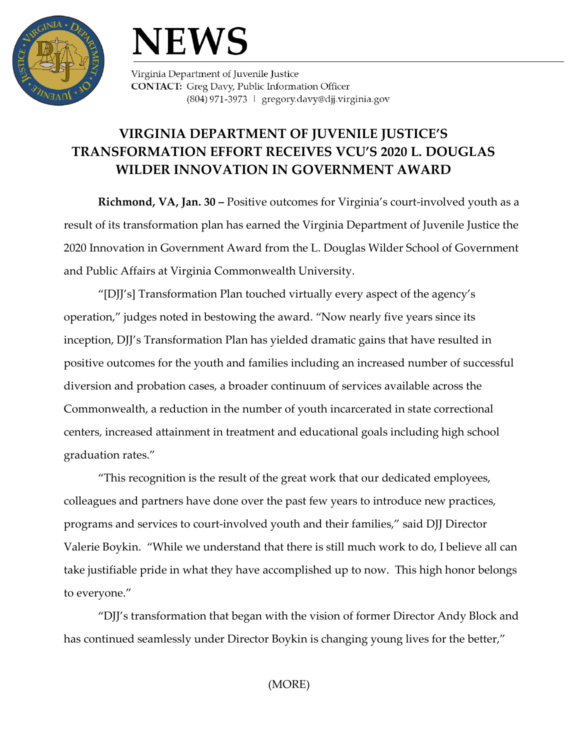# NEWS

Virginia Department of Juvenile Justice
**CONTACT:** Greg Davy, Public Information Officer
(804) 971-3973 | gregory.davy@djj.virginia.gov

## VIRGINIA DEPARTMENT OF JUVENILE JUSTICE'S TRANSFORMATION EFFORT RECEIVES VCU'S 2020 L. DOUGLAS WILDER INNOVATION IN GOVERNMENT AWARD

**Richmond, VA, Jan. 30 –** Positive outcomes for Virginia's court-involved youth as a result of its transformation plan has earned the Virginia Department of Juvenile Justice the 2020 Innovation in Government Award from the L. Douglas Wilder School of Government and Public Affairs at Virginia Commonwealth University.

"[DJJ's] Transformation Plan touched virtually every aspect of the agency's operation," judges noted in bestowing the award. "Now nearly five years since its inception, DJJ's Transformation Plan has yielded dramatic gains that have resulted in positive outcomes for the youth and families including an increased number of successful diversion and probation cases, a broader continuum of services available across the Commonwealth, a reduction in the number of youth incarcerated in state correctional centers, increased attainment in treatment and educational goals including high school graduation rates."

"This recognition is the result of the great work that our dedicated employees, colleagues and partners have done over the past few years to introduce new practices, programs and services to court-involved youth and their families," said DJJ Director Valerie Boykin. "While we understand that there is still much work to do, I believe all can take justifiable pride in what they have accomplished up to now. This high honor belongs to everyone."

"DJJ's transformation that began with the vision of former Director Andy Block and has continued seamlessly under Director Boykin is changing young lives for the better,"

(MORE)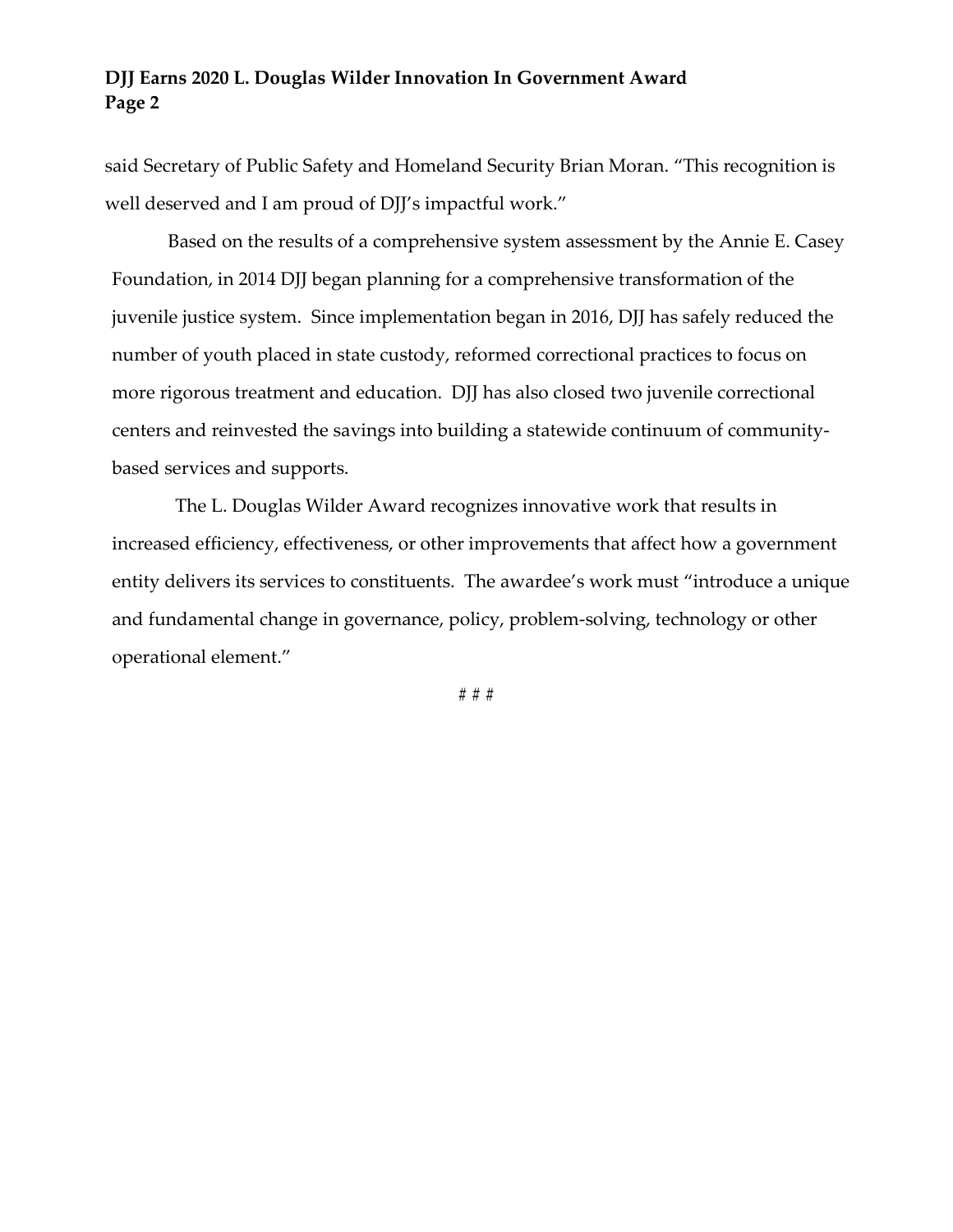said Secretary of Public Safety and Homeland Security Brian Moran. "This recognition is well deserved and I am proud of DJJ's impactful work."

Based on the results of a comprehensive system assessment by the Annie E. Casey Foundation, in 2014 DJJ began planning for a comprehensive transformation of the juvenile justice system. Since implementation began in 2016, DJJ has safely reduced the number of youth placed in state custody, reformed correctional practices to focus on more rigorous treatment and education. DJJ has also closed two juvenile correctional centers and reinvested the savings into building a statewide continuum of community-based services and supports.

The L. Douglas Wilder Award recognizes innovative work that results in increased efficiency, effectiveness, or other improvements that affect how a government entity delivers its services to constituents. The awardee's work must "introduce a unique and fundamental change in governance, policy, problem-solving, technology or other operational element."

# # #